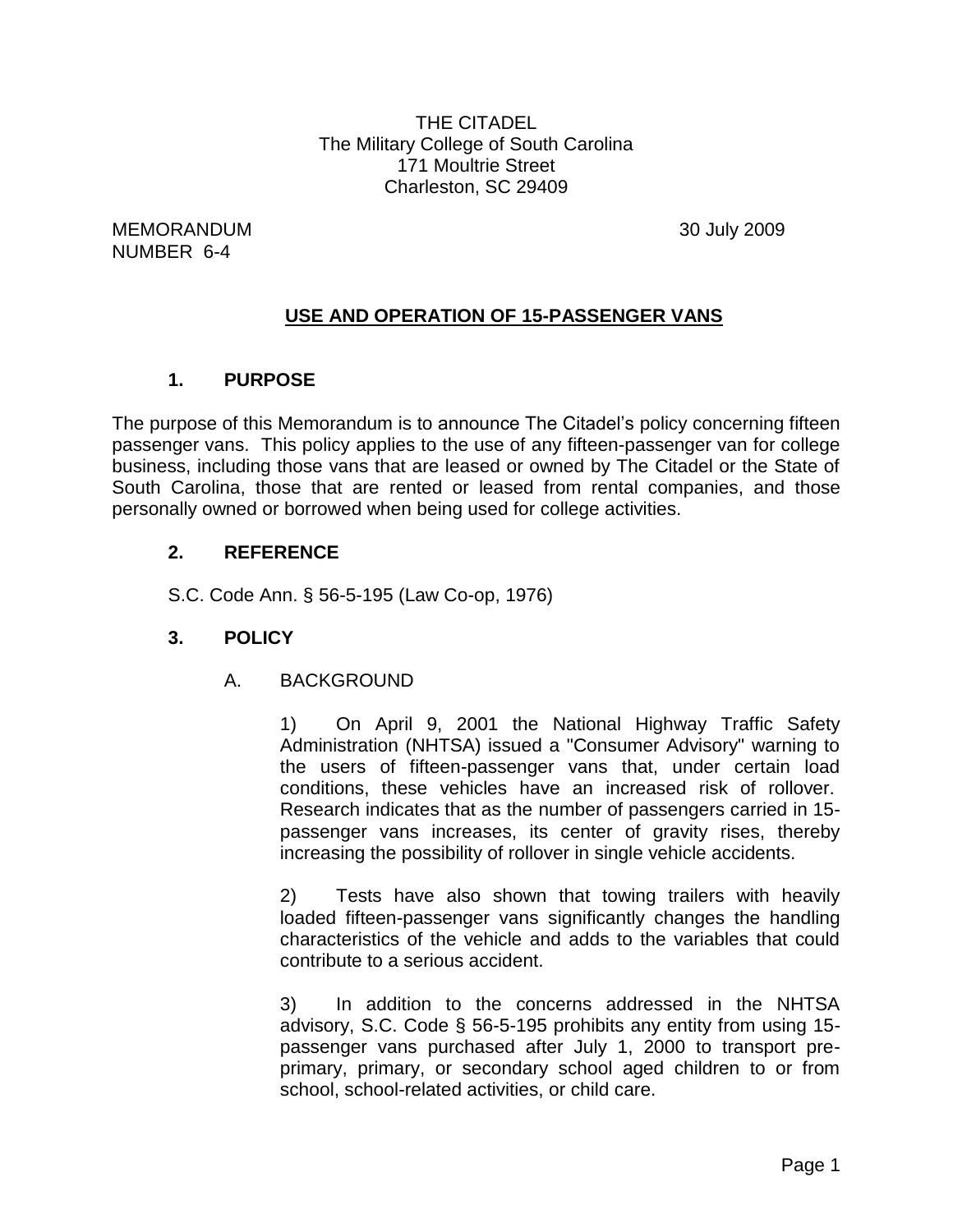THE CITADEL
The Military College of South Carolina
171 Moultrie Street
Charleston, SC 29409

MEMORANDUM
NUMBER 6-4

30 July 2009

# USE AND OPERATION OF 15-PASSENGER VANS

## 1. PURPOSE

The purpose of this Memorandum is to announce The Citadel's policy concerning fifteen passenger vans. This policy applies to the use of any fifteen-passenger van for college business, including those vans that are leased or owned by The Citadel or the State of South Carolina, those that are rented or leased from rental companies, and those personally owned or borrowed when being used for college activities.

## 2. REFERENCE

S.C. Code Ann. § 56-5-195 (Law Co-op, 1976)

## 3. POLICY

### A. BACKGROUND

1) On April 9, 2001 the National Highway Traffic Safety Administration (NHTSA) issued a "Consumer Advisory" warning to the users of fifteen-passenger vans that, under certain load conditions, these vehicles have an increased risk of rollover. Research indicates that as the number of passengers carried in 15-passenger vans increases, its center of gravity rises, thereby increasing the possibility of rollover in single vehicle accidents.

2) Tests have also shown that towing trailers with heavily loaded fifteen-passenger vans significantly changes the handling characteristics of the vehicle and adds to the variables that could contribute to a serious accident.

3) In addition to the concerns addressed in the NHTSA advisory, S.C. Code § 56-5-195 prohibits any entity from using 15-passenger vans purchased after July 1, 2000 to transport pre-primary, primary, or secondary school aged children to or from school, school-related activities, or child care.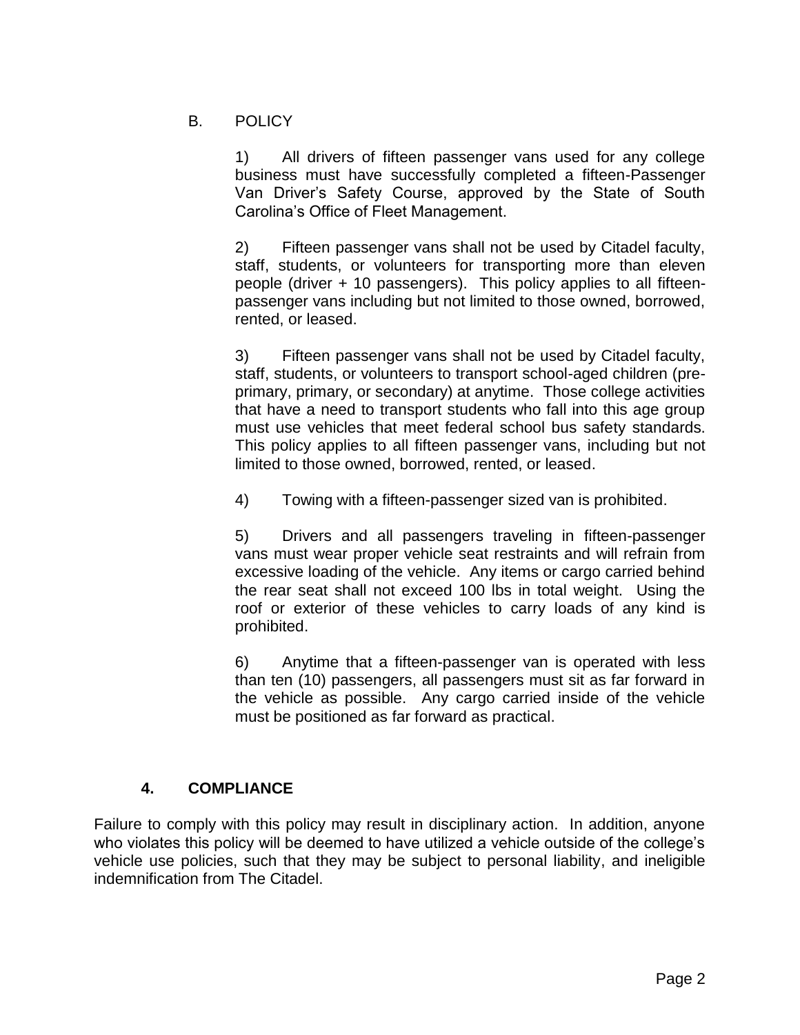B. POLICY

1) All drivers of fifteen passenger vans used for any college business must have successfully completed a fifteen-Passenger Van Driver's Safety Course, approved by the State of South Carolina's Office of Fleet Management.

2) Fifteen passenger vans shall not be used by Citadel faculty, staff, students, or volunteers for transporting more than eleven people (driver + 10 passengers). This policy applies to all fifteen-passenger vans including but not limited to those owned, borrowed, rented, or leased.

3) Fifteen passenger vans shall not be used by Citadel faculty, staff, students, or volunteers to transport school-aged children (pre-primary, primary, or secondary) at anytime. Those college activities that have a need to transport students who fall into this age group must use vehicles that meet federal school bus safety standards. This policy applies to all fifteen passenger vans, including but not limited to those owned, borrowed, rented, or leased.

4) Towing with a fifteen-passenger sized van is prohibited.

5) Drivers and all passengers traveling in fifteen-passenger vans must wear proper vehicle seat restraints and will refrain from excessive loading of the vehicle. Any items or cargo carried behind the rear seat shall not exceed 100 lbs in total weight. Using the roof or exterior of these vehicles to carry loads of any kind is prohibited.

6) Anytime that a fifteen-passenger van is operated with less than ten (10) passengers, all passengers must sit as far forward in the vehicle as possible. Any cargo carried inside of the vehicle must be positioned as far forward as practical.

## 4. COMPLIANCE

Failure to comply with this policy may result in disciplinary action. In addition, anyone who violates this policy will be deemed to have utilized a vehicle outside of the college's vehicle use policies, such that they may be subject to personal liability, and ineligible indemnification from The Citadel.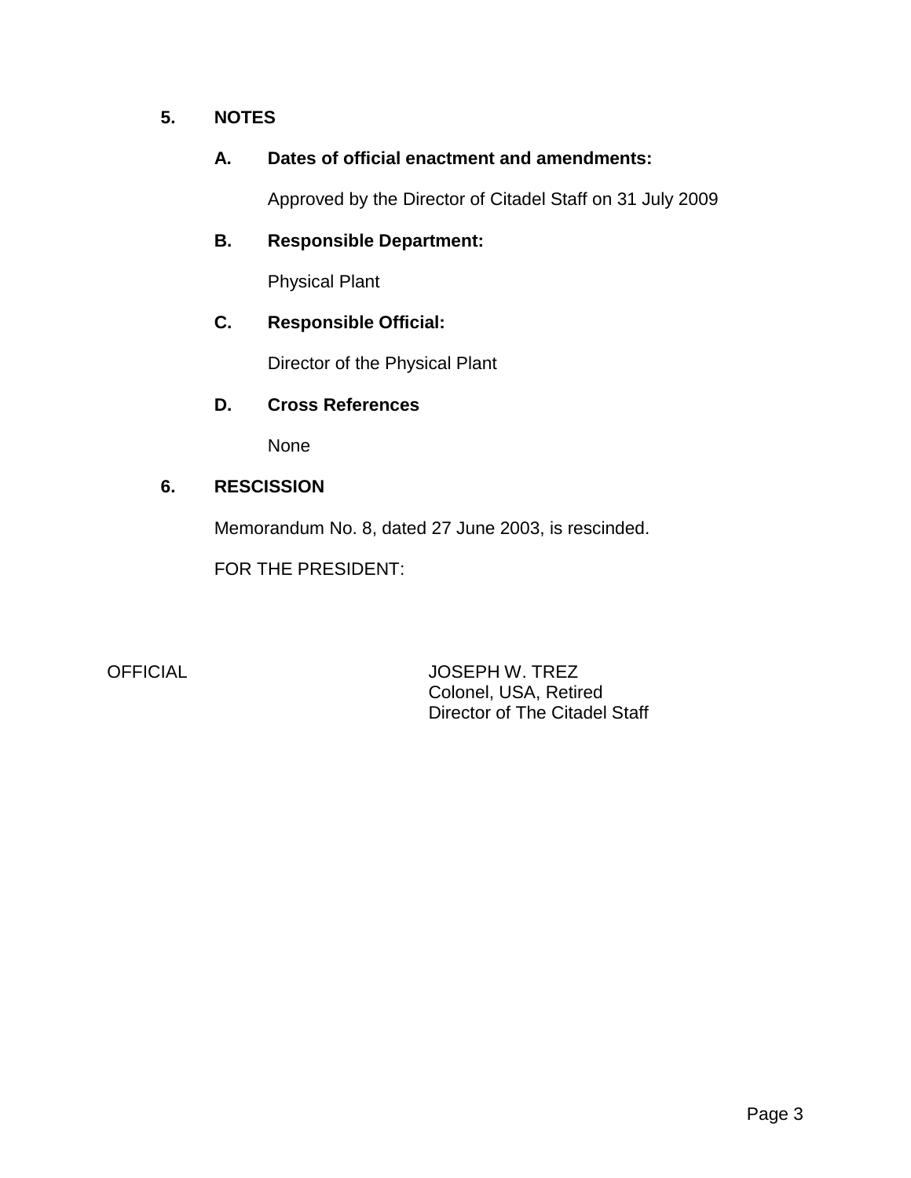## 5. NOTES

### A. Dates of official enactment and amendments:

Approved by the Director of Citadel Staff on 31 July 2009

### B. Responsible Department:

Physical Plant

### C. Responsible Official:

Director of the Physical Plant

### D. Cross References

None

## 6. RESCISSION

Memorandum No. 8, dated 27 June 2003, is rescinded.

FOR THE PRESIDENT:

OFFICIAL

JOSEPH W. TREZ
Colonel, USA, Retired
Director of The Citadel Staff